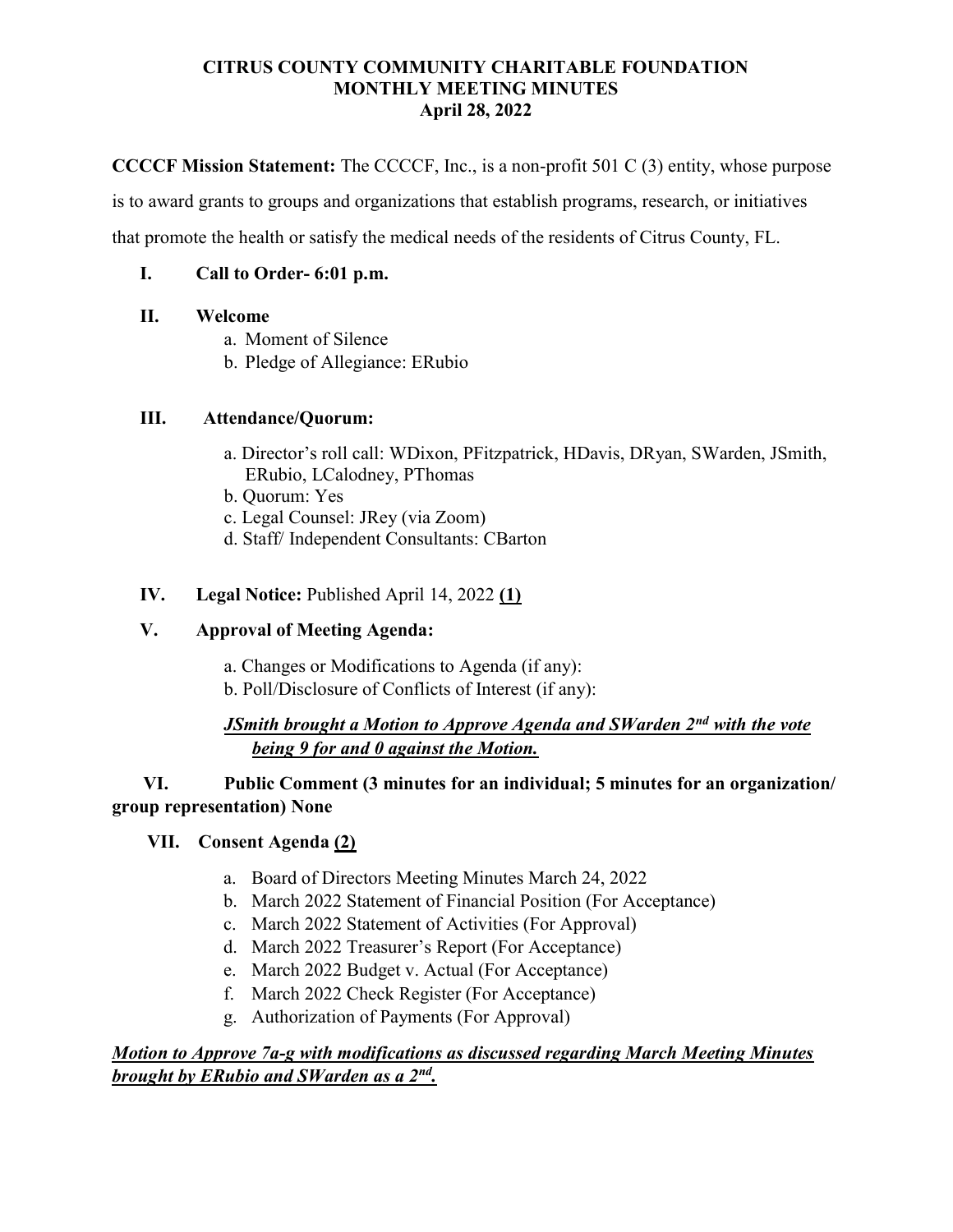# CITRUS COUNTY COMMUNITY CHARITABLE FOUNDATION
## MONTHLY MEETING MINUTES
### April 28, 2022

**CCCCF Mission Statement:** The CCCCF, Inc., is a non-profit 501 C (3) entity, whose purpose is to award grants to groups and organizations that establish programs, research, or initiatives that promote the health or satisfy the medical needs of the residents of Citrus County, FL.

**I. Call to Order- 6:01 p.m.**

**II. Welcome**

a. Moment of Silence
b. Pledge of Allegiance: ERubio

**III. Attendance/Quorum:**

a. Director's roll call: WDixon, PFitzpatrick, HDavis, DRyan, SWarden, JSmith, ERubio, LCalodney, PThomas
b. Quorum: Yes
c. Legal Counsel: JRey (via Zoom)
d. Staff/ Independent Consultants: CBarton

**IV. Legal Notice:** Published April 14, 2022 **(1)**

**V. Approval of Meeting Agenda:**

a. Changes or Modifications to Agenda (if any):
b. Poll/Disclosure of Conflicts of Interest (if any):

***JSmith brought a Motion to Approve Agenda and SWarden 2nd with the vote being 9 for and 0 against the Motion.***

**VI. Public Comment (3 minutes for an individual; 5 minutes for an organization/ group representation) None**

**VII. Consent Agenda (2)**

a. Board of Directors Meeting Minutes March 24, 2022
b. March 2022 Statement of Financial Position (For Acceptance)
c. March 2022 Statement of Activities (For Approval)
d. March 2022 Treasurer's Report (For Acceptance)
e. March 2022 Budget v. Actual (For Acceptance)
f. March 2022 Check Register (For Acceptance)
g. Authorization of Payments (For Approval)

***Motion to Approve 7a-g with modifications as discussed regarding March Meeting Minutes brought by ERubio and SWarden as a 2nd.***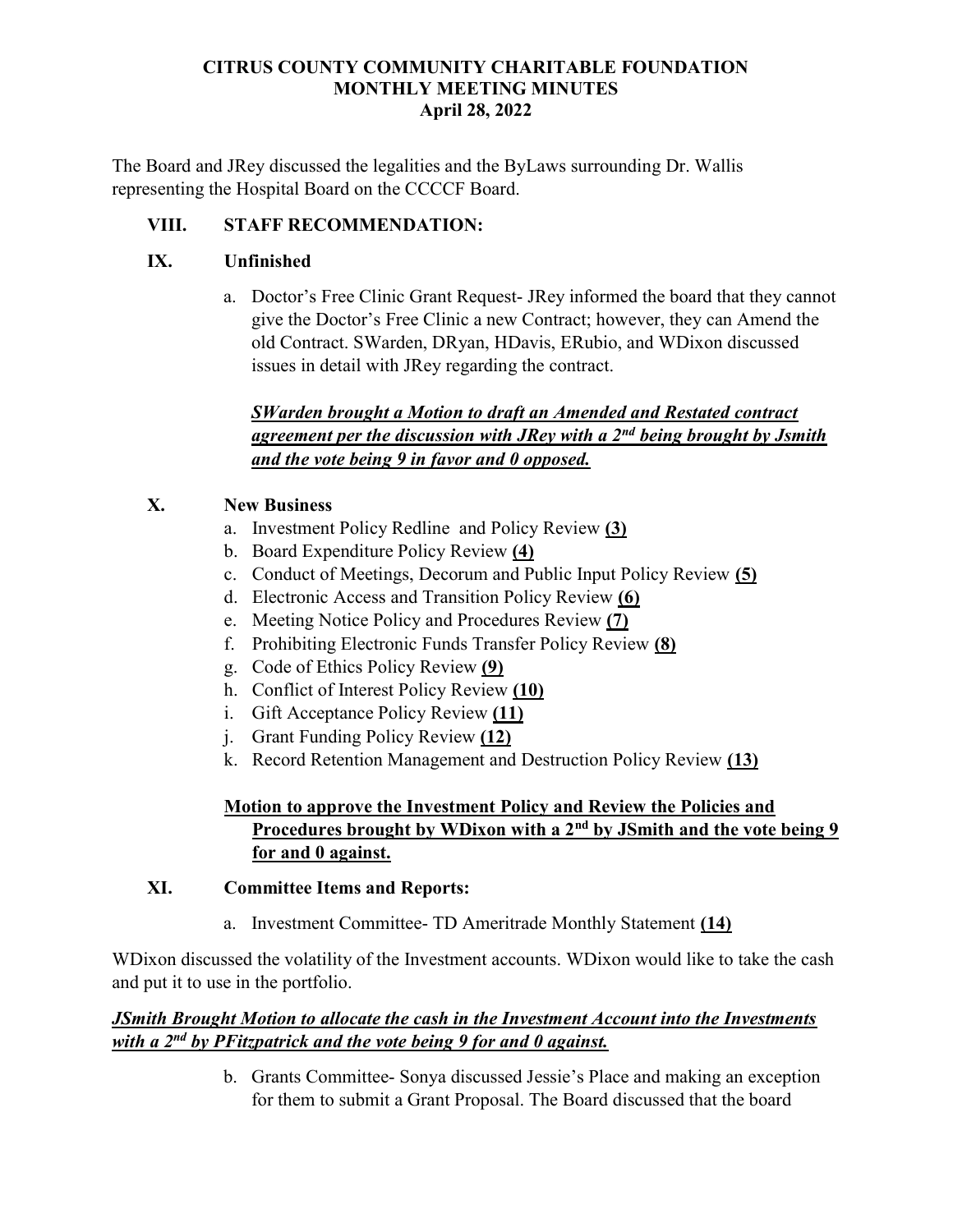# CITRUS COUNTY COMMUNITY CHARITABLE FOUNDATION
## MONTHLY MEETING MINUTES
### April 28, 2022

The Board and JRey discussed the legalities and the ByLaws surrounding Dr. Wallis representing the Hospital Board on the CCCCF Board.

**VIII. STAFF RECOMMENDATION:**

**IX. Unfinished**

a. Doctor's Free Clinic Grant Request- JRey informed the board that they cannot give the Doctor's Free Clinic a new Contract; however, they can Amend the old Contract. SWarden, DRyan, HDavis, ERubio, and WDixon discussed issues in detail with JRey regarding the contract.

***SWarden brought a Motion to draft an Amended and Restated contract agreement per the discussion with JRey with a 2nd being brought by Jsmith and the vote being 9 in favor and 0 opposed.***

**X. New Business**

a. Investment Policy Redline and Policy Review **(3)**
b. Board Expenditure Policy Review **(4)**
c. Conduct of Meetings, Decorum and Public Input Policy Review **(5)**
d. Electronic Access and Transition Policy Review **(6)**
e. Meeting Notice Policy and Procedures Review **(7)**
f. Prohibiting Electronic Funds Transfer Policy Review **(8)**
g. Code of Ethics Policy Review **(9)**
h. Conflict of Interest Policy Review **(10)**
i. Gift Acceptance Policy Review **(11)**
j. Grant Funding Policy Review **(12)**
k. Record Retention Management and Destruction Policy Review **(13)**

**Motion to approve the Investment Policy and Review the Policies and Procedures brought by WDixon with a 2nd by JSmith and the vote being 9 for and 0 against.**

**XI. Committee Items and Reports:**

a. Investment Committee- TD Ameritrade Monthly Statement **(14)**

WDixon discussed the volatility of the Investment accounts. WDixon would like to take the cash and put it to use in the portfolio.

***JSmith Brought Motion to allocate the cash in the Investment Account into the Investments with a 2nd by PFitzpatrick and the vote being 9 for and 0 against.***

b. Grants Committee- Sonya discussed Jessie's Place and making an exception for them to submit a Grant Proposal. The Board discussed that the board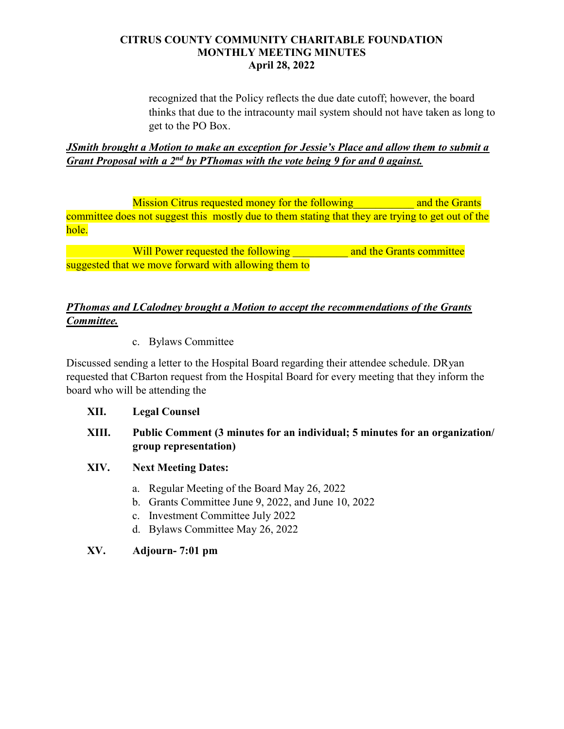# CITRUS COUNTY COMMUNITY CHARITABLE FOUNDATION
## MONTHLY MEETING MINUTES
### April 28, 2022

recognized that the Policy reflects the due date cutoff; however, the board thinks that due to the intracounty mail system should not have taken as long to get to the PO Box.

***JSmith brought a Motion to make an exception for Jessie's Place and allow them to submit a Grant Proposal with a 2nd by PThomas with the vote being 9 for and 0 against.***

Mission Citrus requested money for the following___________ and the Grants committee does not suggest this mostly due to them stating that they are trying to get out of the hole.

Will Power requested the following __________ and the Grants committee suggested that we move forward with allowing them to

***PThomas and LCalodney brought a Motion to accept the recommendations of the Grants Committee.***

c. Bylaws Committee

Discussed sending a letter to the Hospital Board regarding their attendee schedule. DRyan requested that CBarton request from the Hospital Board for every meeting that they inform the board who will be attending the

**XII. Legal Counsel**

**XIII. Public Comment (3 minutes for an individual; 5 minutes for an organization/ group representation)**

**XIV. Next Meeting Dates:**

a. Regular Meeting of the Board May 26, 2022
b. Grants Committee June 9, 2022, and June 10, 2022
c. Investment Committee July 2022
d. Bylaws Committee May 26, 2022

**XV. Adjourn- 7:01 pm**